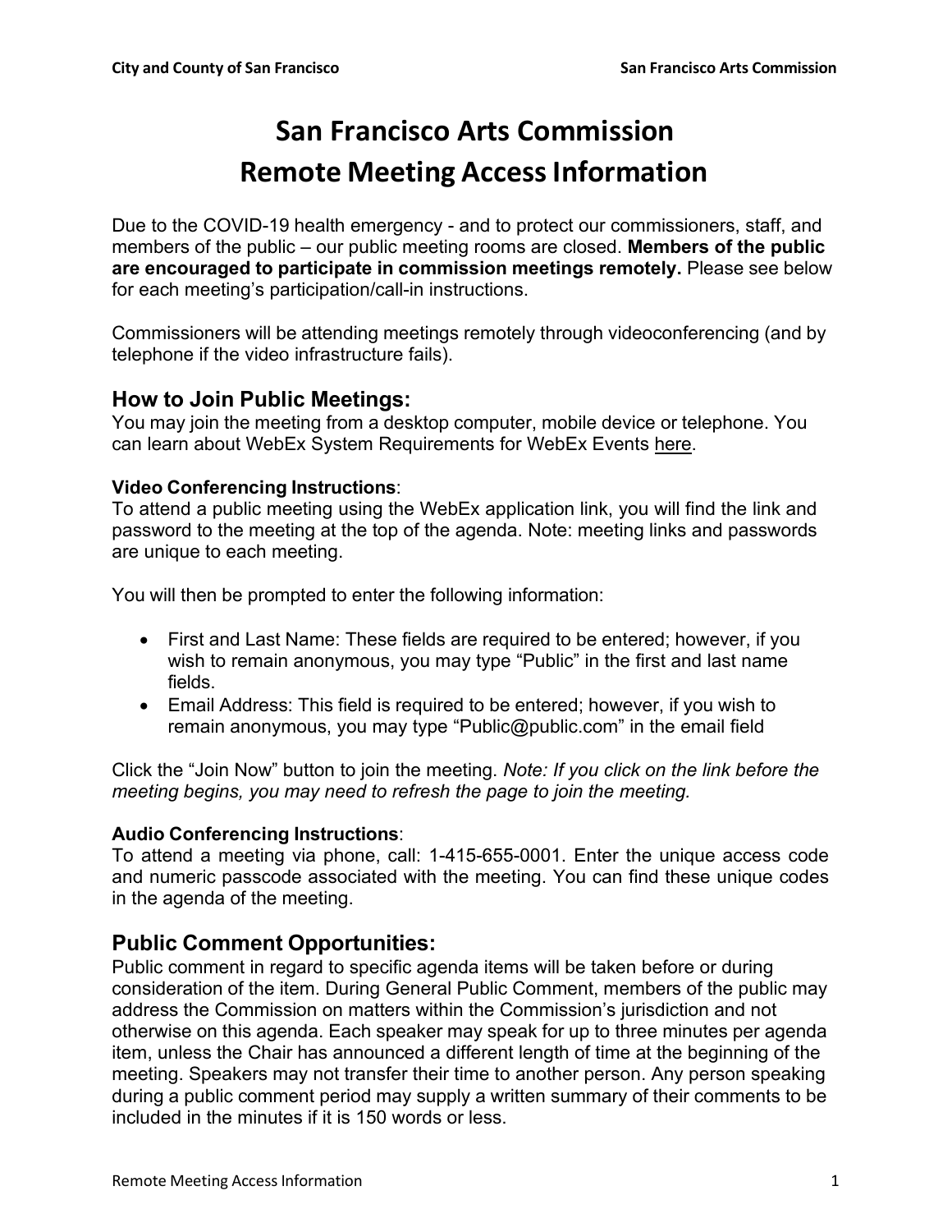# San Francisco Arts Commission
# Remote Meeting Access Information

Due to the COVID-19 health emergency - and to protect our commissioners, staff, and members of the public – our public meeting rooms are closed. **Members of the public are encouraged to participate in commission meetings remotely.** Please see below for each meeting's participation/call-in instructions.

Commissioners will be attending meetings remotely through videoconferencing (and by telephone if the video infrastructure fails).

## How to Join Public Meetings:

You may join the meeting from a desktop computer, mobile device or telephone. You can learn about WebEx System Requirements for WebEx Events here.

**Video Conferencing Instructions**:
To attend a public meeting using the WebEx application link, you will find the link and password to the meeting at the top of the agenda. Note: meeting links and passwords are unique to each meeting.

You will then be prompted to enter the following information:

- First and Last Name: These fields are required to be entered; however, if you wish to remain anonymous, you may type "Public" in the first and last name fields.
- Email Address: This field is required to be entered; however, if you wish to remain anonymous, you may type "Public@public.com" in the email field

Click the "Join Now" button to join the meeting. *Note: If you click on the link before the meeting begins, you may need to refresh the page to join the meeting.*

**Audio Conferencing Instructions**:
To attend a meeting via phone, call: 1-415-655-0001. Enter the unique access code and numeric passcode associated with the meeting. You can find these unique codes in the agenda of the meeting.

## Public Comment Opportunities:

Public comment in regard to specific agenda items will be taken before or during consideration of the item. During General Public Comment, members of the public may address the Commission on matters within the Commission's jurisdiction and not otherwise on this agenda. Each speaker may speak for up to three minutes per agenda item, unless the Chair has announced a different length of time at the beginning of the meeting. Speakers may not transfer their time to another person. Any person speaking during a public comment period may supply a written summary of their comments to be included in the minutes if it is 150 words or less.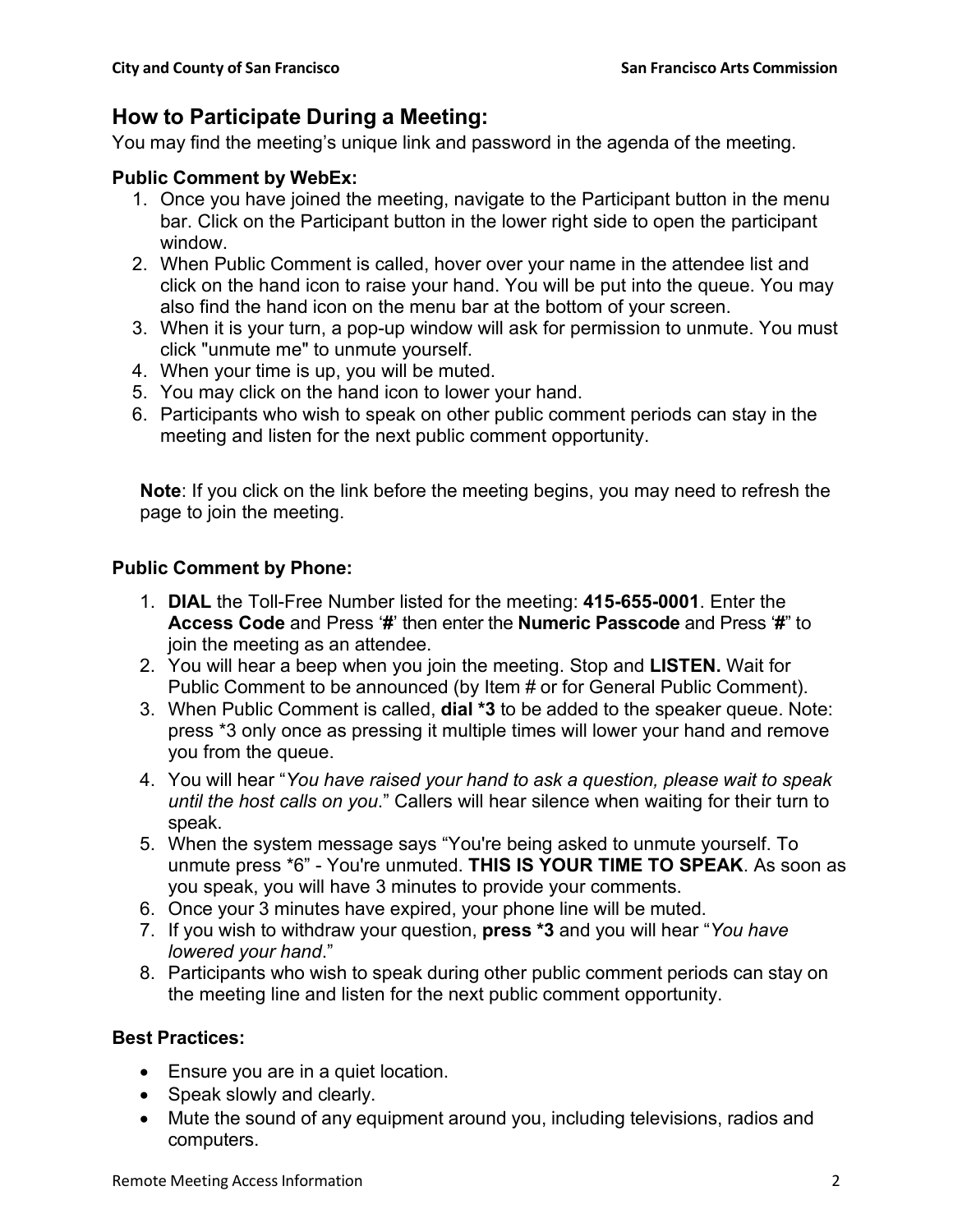## How to Participate During a Meeting:

You may find the meeting's unique link and password in the agenda of the meeting.

### Public Comment by WebEx:

1. Once you have joined the meeting, navigate to the Participant button in the menu bar. Click on the Participant button in the lower right side to open the participant window.
2. When Public Comment is called, hover over your name in the attendee list and click on the hand icon to raise your hand. You will be put into the queue. You may also find the hand icon on the menu bar at the bottom of your screen.
3. When it is your turn, a pop-up window will ask for permission to unmute. You must click "unmute me" to unmute yourself.
4. When your time is up, you will be muted.
5. You may click on the hand icon to lower your hand.
6. Participants who wish to speak on other public comment periods can stay in the meeting and listen for the next public comment opportunity.

**Note**: If you click on the link before the meeting begins, you may need to refresh the page to join the meeting.

### Public Comment by Phone:

1. **DIAL** the Toll-Free Number listed for the meeting: **415-655-0001**. Enter the **Access Code** and Press '**#**' then enter the **Numeric Passcode** and Press '**#**' to join the meeting as an attendee.
2. You will hear a beep when you join the meeting. Stop and **LISTEN.** Wait for Public Comment to be announced (by Item # or for General Public Comment).
3. When Public Comment is called, **dial *3** to be added to the speaker queue. Note: press *3 only once as pressing it multiple times will lower your hand and remove you from the queue.
4. You will hear "*You have raised your hand to ask a question, please wait to speak until the host calls on you*." Callers will hear silence when waiting for their turn to speak.
5. When the system message says "You're being asked to unmute yourself. To unmute press *6" - You're unmuted. **THIS IS YOUR TIME TO SPEAK**. As soon as you speak, you will have 3 minutes to provide your comments.
6. Once your 3 minutes have expired, your phone line will be muted.
7. If you wish to withdraw your question, **press *3** and you will hear "*You have lowered your hand*."
8. Participants who wish to speak during other public comment periods can stay on the meeting line and listen for the next public comment opportunity.

### Best Practices:

- Ensure you are in a quiet location.
- Speak slowly and clearly.
- Mute the sound of any equipment around you, including televisions, radios and computers.